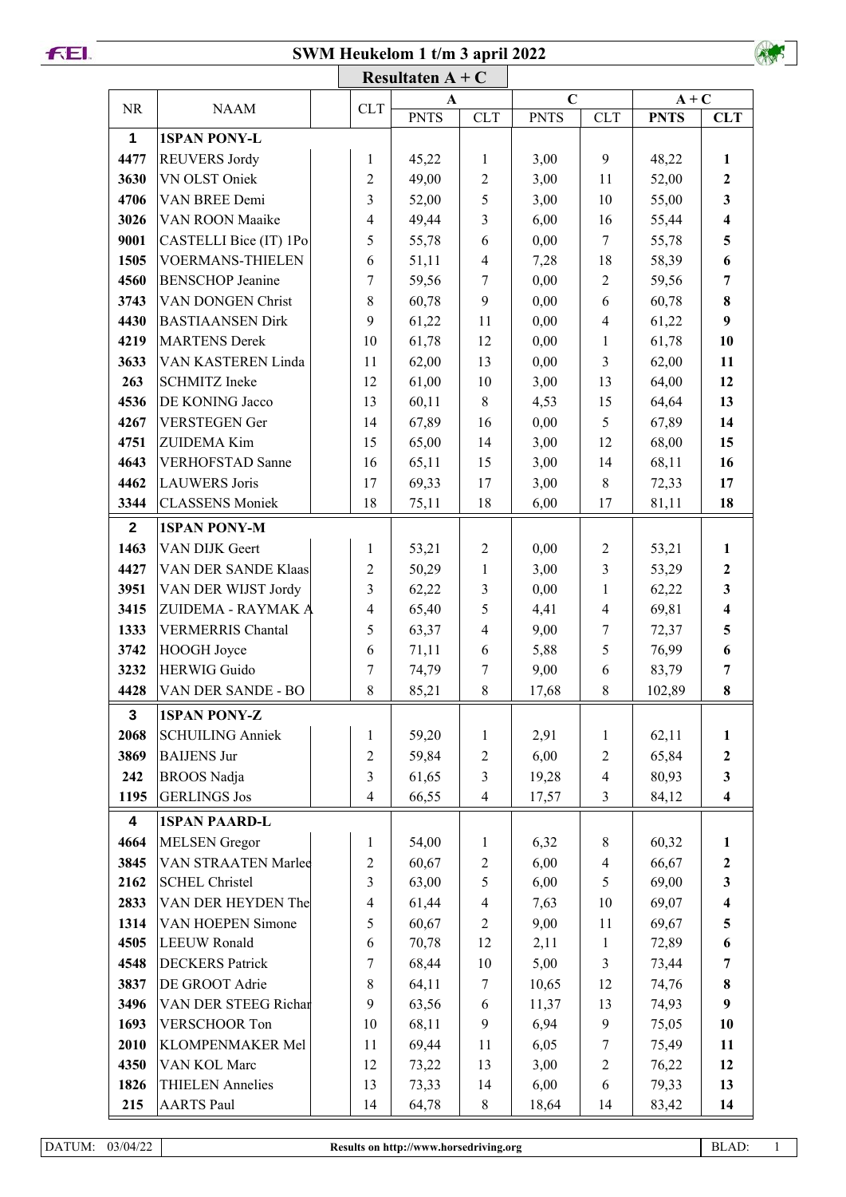# SWM Heukelom 1 t/m 3 april 2022

## Resultaten A + C

| NR | NAAM | | CLT | A | | C | | A + C | |
|---|---|---|---|---|---|---|---|---|---|
| | | | | PNTS | CLT | PNTS | CLT | PNTS | CLT |
| **1** | **1SPAN PONY-L** | | | | | | | | |
| **4477** | REUVERS Jordy | | 1 | 45,22 | 1 | 3,00 | 9 | 48,22 | **1** |
| **3630** | VN OLST Oniek | | 2 | 49,00 | 2 | 3,00 | 11 | 52,00 | **2** |
| **4706** | VAN BREE Demi | | 3 | 52,00 | 5 | 3,00 | 10 | 55,00 | **3** |
| **3026** | VAN ROON Maaike | | 4 | 49,44 | 3 | 6,00 | 16 | 55,44 | **4** |
| **9001** | CASTELLI Bice (IT) 1Po | | 5 | 55,78 | 6 | 0,00 | 7 | 55,78 | **5** |
| **1505** | VOERMANS-THIELEN | | 6 | 51,11 | 4 | 7,28 | 18 | 58,39 | **6** |
| **4560** | BENSCHOP Jeanine | | 7 | 59,56 | 7 | 0,00 | 2 | 59,56 | **7** |
| **3743** | VAN DONGEN Christ | | 8 | 60,78 | 9 | 0,00 | 6 | 60,78 | **8** |
| **4430** | BASTIAANSEN Dirk | | 9 | 61,22 | 11 | 0,00 | 4 | 61,22 | **9** |
| **4219** | MARTENS Derek | | 10 | 61,78 | 12 | 0,00 | 1 | 61,78 | **10** |
| **3633** | VAN KASTEREN Linda | | 11 | 62,00 | 13 | 0,00 | 3 | 62,00 | **11** |
| **263** | SCHMITZ Ineke | | 12 | 61,00 | 10 | 3,00 | 13 | 64,00 | **12** |
| **4536** | DE KONING Jacco | | 13 | 60,11 | 8 | 4,53 | 15 | 64,64 | **13** |
| **4267** | VERSTEGEN Ger | | 14 | 67,89 | 16 | 0,00 | 5 | 67,89 | **14** |
| **4751** | ZUIDEMA Kim | | 15 | 65,00 | 14 | 3,00 | 12 | 68,00 | **15** |
| **4643** | VERHOFSTAD Sanne | | 16 | 65,11 | 15 | 3,00 | 14 | 68,11 | **16** |
| **4462** | LAUWERS Joris | | 17 | 69,33 | 17 | 3,00 | 8 | 72,33 | **17** |
| **3344** | CLASSENS Moniek | | 18 | 75,11 | 18 | 6,00 | 17 | 81,11 | **18** |
| **2** | **1SPAN PONY-M** | | | | | | | | |
| **1463** | VAN DIJK Geert | | 1 | 53,21 | 2 | 0,00 | 2 | 53,21 | **1** |
| **4427** | VAN DER SANDE Klaas | | 2 | 50,29 | 1 | 3,00 | 3 | 53,29 | **2** |
| **3951** | VAN DER WIJST Jordy | | 3 | 62,22 | 3 | 0,00 | 1 | 62,22 | **3** |
| **3415** | ZUIDEMA - RAYMAK A | | 4 | 65,40 | 5 | 4,41 | 4 | 69,81 | **4** |
| **1333** | VERMERRIS Chantal | | 5 | 63,37 | 4 | 9,00 | 7 | 72,37 | **5** |
| **3742** | HOOGH Joyce | | 6 | 71,11 | 6 | 5,88 | 5 | 76,99 | **6** |
| **3232** | HERWIG Guido | | 7 | 74,79 | 7 | 9,00 | 6 | 83,79 | **7** |
| **4428** | VAN DER SANDE - BO | | 8 | 85,21 | 8 | 17,68 | 8 | 102,89 | **8** |
| **3** | **1SPAN PONY-Z** | | | | | | | | |
| **2068** | SCHUILING Anniek | | 1 | 59,20 | 1 | 2,91 | 1 | 62,11 | **1** |
| **3869** | BAIJENS Jur | | 2 | 59,84 | 2 | 6,00 | 2 | 65,84 | **2** |
| **242** | BROOS Nadja | | 3 | 61,65 | 3 | 19,28 | 4 | 80,93 | **3** |
| **1195** | GERLINGS Jos | | 4 | 66,55 | 4 | 17,57 | 3 | 84,12 | **4** |
| **4** | **1SPAN PAARD-L** | | | | | | | | |
| **4664** | MELSEN Gregor | | 1 | 54,00 | 1 | 6,32 | 8 | 60,32 | **1** |
| **3845** | VAN STRAATEN Marlee | | 2 | 60,67 | 2 | 6,00 | 4 | 66,67 | **2** |
| **2162** | SCHEL Christel | | 3 | 63,00 | 5 | 6,00 | 5 | 69,00 | **3** |
| **2833** | VAN DER HEYDEN The | | 4 | 61,44 | 4 | 7,63 | 10 | 69,07 | **4** |
| **1314** | VAN HOEPEN Simone | | 5 | 60,67 | 2 | 9,00 | 11 | 69,67 | **5** |
| **4505** | LEEUW Ronald | | 6 | 70,78 | 12 | 2,11 | 1 | 72,89 | **6** |
| **4548** | DECKERS Patrick | | 7 | 68,44 | 10 | 5,00 | 3 | 73,44 | **7** |
| **3837** | DE GROOT Adrie | | 8 | 64,11 | 7 | 10,65 | 12 | 74,76 | **8** |
| **3496** | VAN DER STEEG Richar | | 9 | 63,56 | 6 | 11,37 | 13 | 74,93 | **9** |
| **1693** | VERSCHOOR Ton | | 10 | 68,11 | 9 | 6,94 | 9 | 75,05 | **10** |
| **2010** | KLOMPENMAKER Mel | | 11 | 69,44 | 11 | 6,05 | 7 | 75,49 | **11** |
| **4350** | VAN KOL Marc | | 12 | 73,22 | 13 | 3,00 | 2 | 76,22 | **12** |
| **1826** | THIELEN Annelies | | 13 | 73,33 | 14 | 6,00 | 6 | 79,33 | **13** |
| **215** | AARTS Paul | | 14 | 64,78 | 8 | 18,64 | 14 | 83,42 | **14** |

DATUM: 03/04/22 | Results on http://www.horsedriving.org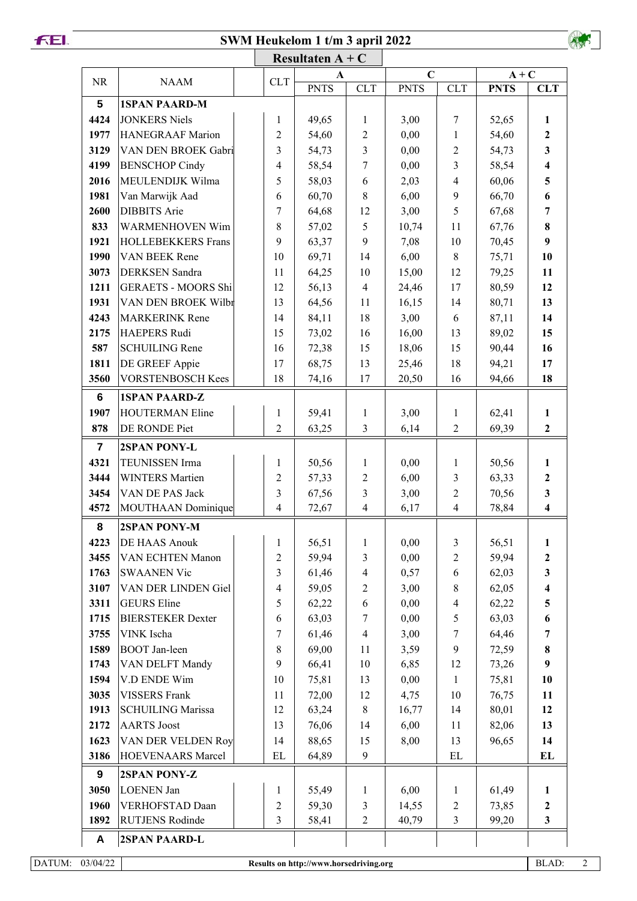# SWM Heukelom 1 t/m 3 april 2022

## Resultaten A + C

| NR | NAAM | CLT | A PNTS | A CLT | C PNTS | C CLT | A + C PNTS | A + C CLT |
|---|---|---|---|---|---|---|---|---|
| **5** | **1SPAN PAARD-M** | | | | | | | |
| **4424** | JONKERS Niels | 1 | 49,65 | 1 | 3,00 | 7 | 52,65 | **1** |
| **1977** | HANEGRAAF Marion | 2 | 54,60 | 2 | 0,00 | 1 | 54,60 | **2** |
| **3129** | VAN DEN BROEK Gabri | 3 | 54,73 | 3 | 0,00 | 2 | 54,73 | **3** |
| **4199** | BENSCHOP Cindy | 4 | 58,54 | 7 | 0,00 | 3 | 58,54 | **4** |
| **2016** | MEULENDIJK Wilma | 5 | 58,03 | 6 | 2,03 | 4 | 60,06 | **5** |
| **1981** | Van Marwijk Aad | 6 | 60,70 | 8 | 6,00 | 9 | 66,70 | **6** |
| **2600** | DIBBITS Arie | 7 | 64,68 | 12 | 3,00 | 5 | 67,68 | **7** |
| **833** | WARMENHOVEN Wim | 8 | 57,02 | 5 | 10,74 | 11 | 67,76 | **8** |
| **1921** | HOLLEBEKKERS Frans | 9 | 63,37 | 9 | 7,08 | 10 | 70,45 | **9** |
| **1990** | VAN BEEK Rene | 10 | 69,71 | 14 | 6,00 | 8 | 75,71 | **10** |
| **3073** | DERKSEN Sandra | 11 | 64,25 | 10 | 15,00 | 12 | 79,25 | **11** |
| **1211** | GERAETS - MOORS Shi | 12 | 56,13 | 4 | 24,46 | 17 | 80,59 | **12** |
| **1931** | VAN DEN BROEK Wilbr | 13 | 64,56 | 11 | 16,15 | 14 | 80,71 | **13** |
| **4243** | MARKERINK Rene | 14 | 84,11 | 18 | 3,00 | 6 | 87,11 | **14** |
| **2175** | HAEPERS Rudi | 15 | 73,02 | 16 | 16,00 | 13 | 89,02 | **15** |
| **587** | SCHUILING Rene | 16 | 72,38 | 15 | 18,06 | 15 | 90,44 | **16** |
| **1811** | DE GREEF Appie | 17 | 68,75 | 13 | 25,46 | 18 | 94,21 | **17** |
| **3560** | VORSTENBOSCH Kees | 18 | 74,16 | 17 | 20,50 | 16 | 94,66 | **18** |
| **6** | **1SPAN PAARD-Z** | | | | | | | |
| **1907** | HOUTERMAN Eline | 1 | 59,41 | 1 | 3,00 | 1 | 62,41 | **1** |
| **878** | DE RONDE Piet | 2 | 63,25 | 3 | 6,14 | 2 | 69,39 | **2** |
| **7** | **2SPAN PONY-L** | | | | | | | |
| **4321** | TEUNISSEN Irma | 1 | 50,56 | 1 | 0,00 | 1 | 50,56 | **1** |
| **3444** | WINTERS Martien | 2 | 57,33 | 2 | 6,00 | 3 | 63,33 | **2** |
| **3454** | VAN DE PAS Jack | 3 | 67,56 | 3 | 3,00 | 2 | 70,56 | **3** |
| **4572** | MOUTHAAN Dominique | 4 | 72,67 | 4 | 6,17 | 4 | 78,84 | **4** |
| **8** | **2SPAN PONY-M** | | | | | | | |
| **4223** | DE HAAS Anouk | 1 | 56,51 | 1 | 0,00 | 3 | 56,51 | **1** |
| **3455** | VAN ECHTEN Manon | 2 | 59,94 | 3 | 0,00 | 2 | 59,94 | **2** |
| **1763** | SWAANEN Vic | 3 | 61,46 | 4 | 0,57 | 6 | 62,03 | **3** |
| **3107** | VAN DER LINDEN Giel | 4 | 59,05 | 2 | 3,00 | 8 | 62,05 | **4** |
| **3311** | GEURS Eline | 5 | 62,22 | 6 | 0,00 | 4 | 62,22 | **5** |
| **1715** | BIERSTEKER Dexter | 6 | 63,03 | 7 | 0,00 | 5 | 63,03 | **6** |
| **3755** | VINK Ischa | 7 | 61,46 | 4 | 3,00 | 7 | 64,46 | **7** |
| **1589** | BOOT Jan-leen | 8 | 69,00 | 11 | 3,59 | 9 | 72,59 | **8** |
| **1743** | VAN DELFT Mandy | 9 | 66,41 | 10 | 6,85 | 12 | 73,26 | **9** |
| **1594** | V.D ENDE Wim | 10 | 75,81 | 13 | 0,00 | 1 | 75,81 | **10** |
| **3035** | VISSERS Frank | 11 | 72,00 | 12 | 4,75 | 10 | 76,75 | **11** |
| **1913** | SCHUILING Marissa | 12 | 63,24 | 8 | 16,77 | 14 | 80,01 | **12** |
| **2172** | AARTS Joost | 13 | 76,06 | 14 | 6,00 | 11 | 82,06 | **13** |
| **1623** | VAN DER VELDEN Roy | 14 | 88,65 | 15 | 8,00 | 13 | 96,65 | **14** |
| **3186** | HOEVENAARS Marcel | EL | 64,89 | 9 | | EL | | **EL** |
| **9** | **2SPAN PONY-Z** | | | | | | | |
| **3050** | LOENEN Jan | 1 | 55,49 | 1 | 6,00 | 1 | 61,49 | **1** |
| **1960** | VERHOFSTAD Daan | 2 | 59,30 | 3 | 14,55 | 2 | 73,85 | **2** |
| **1892** | RUTJENS Rodinde | 3 | 58,41 | 2 | 40,79 | 3 | 99,20 | **3** |
| **A** | **2SPAN PAARD-L** | | | | | | | |

DATUM: 03/04/22 — Results on http://www.horsedriving.org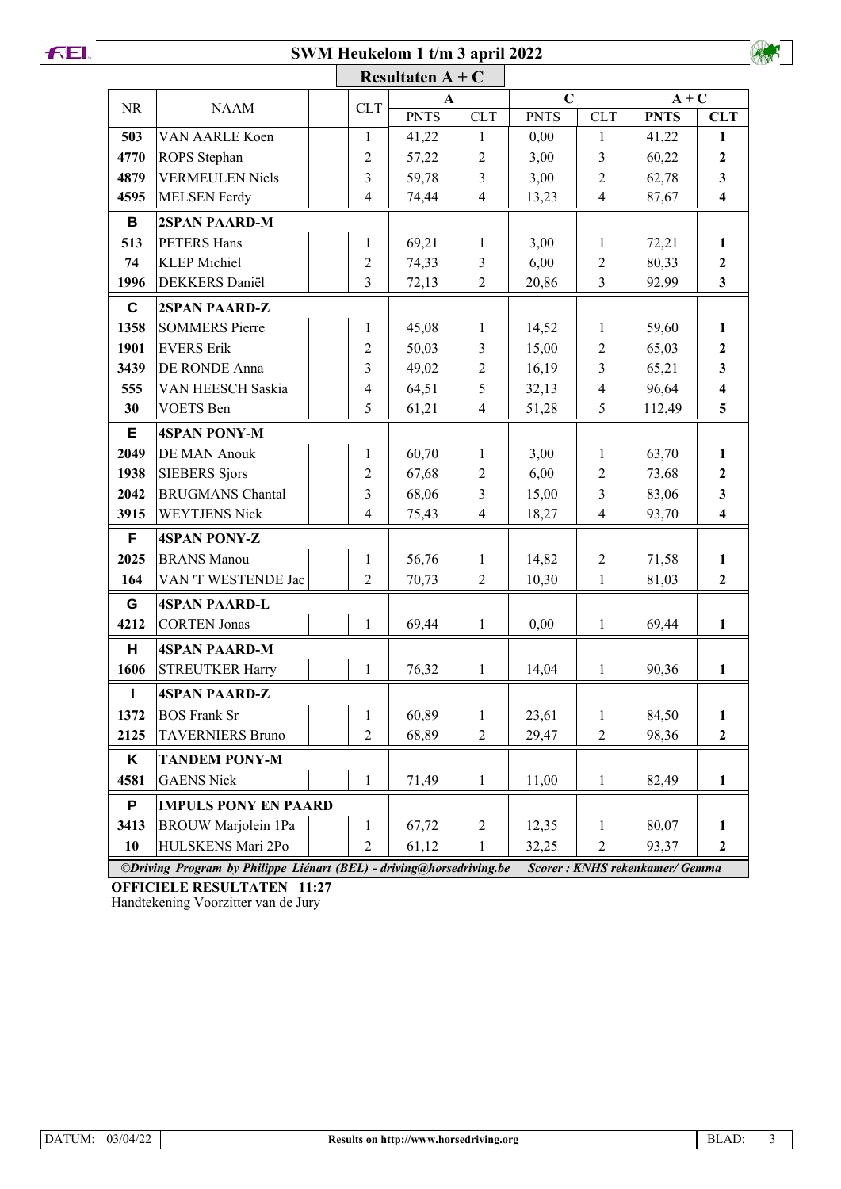# SWM Heukelom 1 t/m 3 april 2022

## Resultaten A + C

| NR | NAAM | CLT | A | | C | | A + C | |
|---|---|---|---|---|---|---|---|---|
| | | | PNTS | CLT | PNTS | CLT | **PNTS** | **CLT** |
| **503** | VAN AARLE Koen | 1 | 41,22 | 1 | 0,00 | 1 | 41,22 | **1** |
| **4770** | ROPS Stephan | 2 | 57,22 | 2 | 3,00 | 3 | 60,22 | **2** |
| **4879** | VERMEULEN Niels | 3 | 59,78 | 3 | 3,00 | 2 | 62,78 | **3** |
| **4595** | MELSEN Ferdy | 4 | 74,44 | 4 | 13,23 | 4 | 87,67 | **4** |
| **B** | **2SPAN PAARD-M** | | | | | | | |
| **513** | PETERS Hans | 1 | 69,21 | 1 | 3,00 | 1 | 72,21 | **1** |
| **74** | KLEP Michiel | 2 | 74,33 | 3 | 6,00 | 2 | 80,33 | **2** |
| **1996** | DEKKERS Daniël | 3 | 72,13 | 2 | 20,86 | 3 | 92,99 | **3** |
| **C** | **2SPAN PAARD-Z** | | | | | | | |
| **1358** | SOMMERS Pierre | 1 | 45,08 | 1 | 14,52 | 1 | 59,60 | **1** |
| **1901** | EVERS Erik | 2 | 50,03 | 3 | 15,00 | 2 | 65,03 | **2** |
| **3439** | DE RONDE Anna | 3 | 49,02 | 2 | 16,19 | 3 | 65,21 | **3** |
| **555** | VAN HEESCH Saskia | 4 | 64,51 | 5 | 32,13 | 4 | 96,64 | **4** |
| **30** | VOETS Ben | 5 | 61,21 | 4 | 51,28 | 5 | 112,49 | **5** |
| **E** | **4SPAN PONY-M** | | | | | | | |
| **2049** | DE MAN Anouk | 1 | 60,70 | 1 | 3,00 | 1 | 63,70 | **1** |
| **1938** | SIEBERS Sjors | 2 | 67,68 | 2 | 6,00 | 2 | 73,68 | **2** |
| **2042** | BRUGMANS Chantal | 3 | 68,06 | 3 | 15,00 | 3 | 83,06 | **3** |
| **3915** | WEYTJENS Nick | 4 | 75,43 | 4 | 18,27 | 4 | 93,70 | **4** |
| **F** | **4SPAN PONY-Z** | | | | | | | |
| **2025** | BRANS Manou | 1 | 56,76 | 1 | 14,82 | 2 | 71,58 | **1** |
| **164** | VAN 'T WESTENDE Jac | 2 | 70,73 | 2 | 10,30 | 1 | 81,03 | **2** |
| **G** | **4SPAN PAARD-L** | | | | | | | |
| **4212** | CORTEN Jonas | 1 | 69,44 | 1 | 0,00 | 1 | 69,44 | **1** |
| **H** | **4SPAN PAARD-M** | | | | | | | |
| **1606** | STREUTKER Harry | 1 | 76,32 | 1 | 14,04 | 1 | 90,36 | **1** |
| **I** | **4SPAN PAARD-Z** | | | | | | | |
| **1372** | BOS Frank Sr | 1 | 60,89 | 1 | 23,61 | 1 | 84,50 | **1** |
| **2125** | TAVERNIERS Bruno | 2 | 68,89 | 2 | 29,47 | 2 | 98,36 | **2** |
| **K** | **TANDEM PONY-M** | | | | | | | |
| **4581** | GAENS Nick | 1 | 71,49 | 1 | 11,00 | 1 | 82,49 | **1** |
| **P** | **IMPULS PONY EN PAARD** | | | | | | | |
| **3413** | BROUW Marjolein 1Pa | 1 | 67,72 | 2 | 12,35 | 1 | 80,07 | **1** |
| **10** | HULSKENS Mari 2Po | 2 | 61,12 | 1 | 32,25 | 2 | 93,37 | **2** |

***©Driving Program by Philippe Liénart (BEL) - driving@horsedriving.be*** ***Scorer : KNHS rekenkamer/ Gemma***

**OFFICIELE RESULTATEN 11:27**

Handtekening Voorzitter van de Jury

DATUM: 03/04/22 | **Results on http://www.horsedriving.org** | BLAD: 3